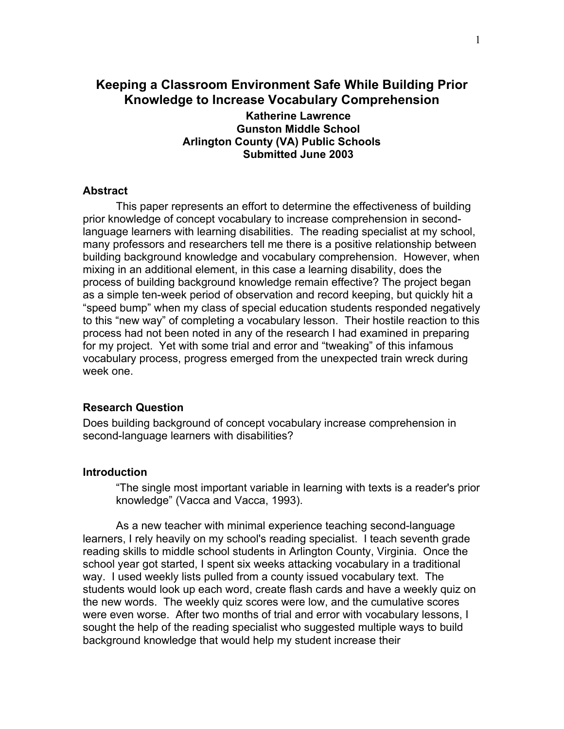# Keeping a Classroom Environment Safe While Building Prior Knowledge to Increase Vocabulary Comprehension

**Katherine Lawrence**
**Gunston Middle School**
**Arlington County (VA) Public Schools**
**Submitted June 2003**

## Abstract

This paper represents an effort to determine the effectiveness of building prior knowledge of concept vocabulary to increase comprehension in second-language learners with learning disabilities. The reading specialist at my school, many professors and researchers tell me there is a positive relationship between building background knowledge and vocabulary comprehension. However, when mixing in an additional element, in this case a learning disability, does the process of building background knowledge remain effective? The project began as a simple ten-week period of observation and record keeping, but quickly hit a "speed bump" when my class of special education students responded negatively to this "new way" of completing a vocabulary lesson. Their hostile reaction to this process had not been noted in any of the research I had examined in preparing for my project. Yet with some trial and error and "tweaking" of this infamous vocabulary process, progress emerged from the unexpected train wreck during week one.

## Research Question

Does building background of concept vocabulary increase comprehension in second-language learners with disabilities?

## Introduction

> "The single most important variable in learning with texts is a reader's prior knowledge" (Vacca and Vacca, 1993).

As a new teacher with minimal experience teaching second-language learners, I rely heavily on my school's reading specialist. I teach seventh grade reading skills to middle school students in Arlington County, Virginia. Once the school year got started, I spent six weeks attacking vocabulary in a traditional way. I used weekly lists pulled from a county issued vocabulary text. The students would look up each word, create flash cards and have a weekly quiz on the new words. The weekly quiz scores were low, and the cumulative scores were even worse. After two months of trial and error with vocabulary lessons, I sought the help of the reading specialist who suggested multiple ways to build background knowledge that would help my student increase their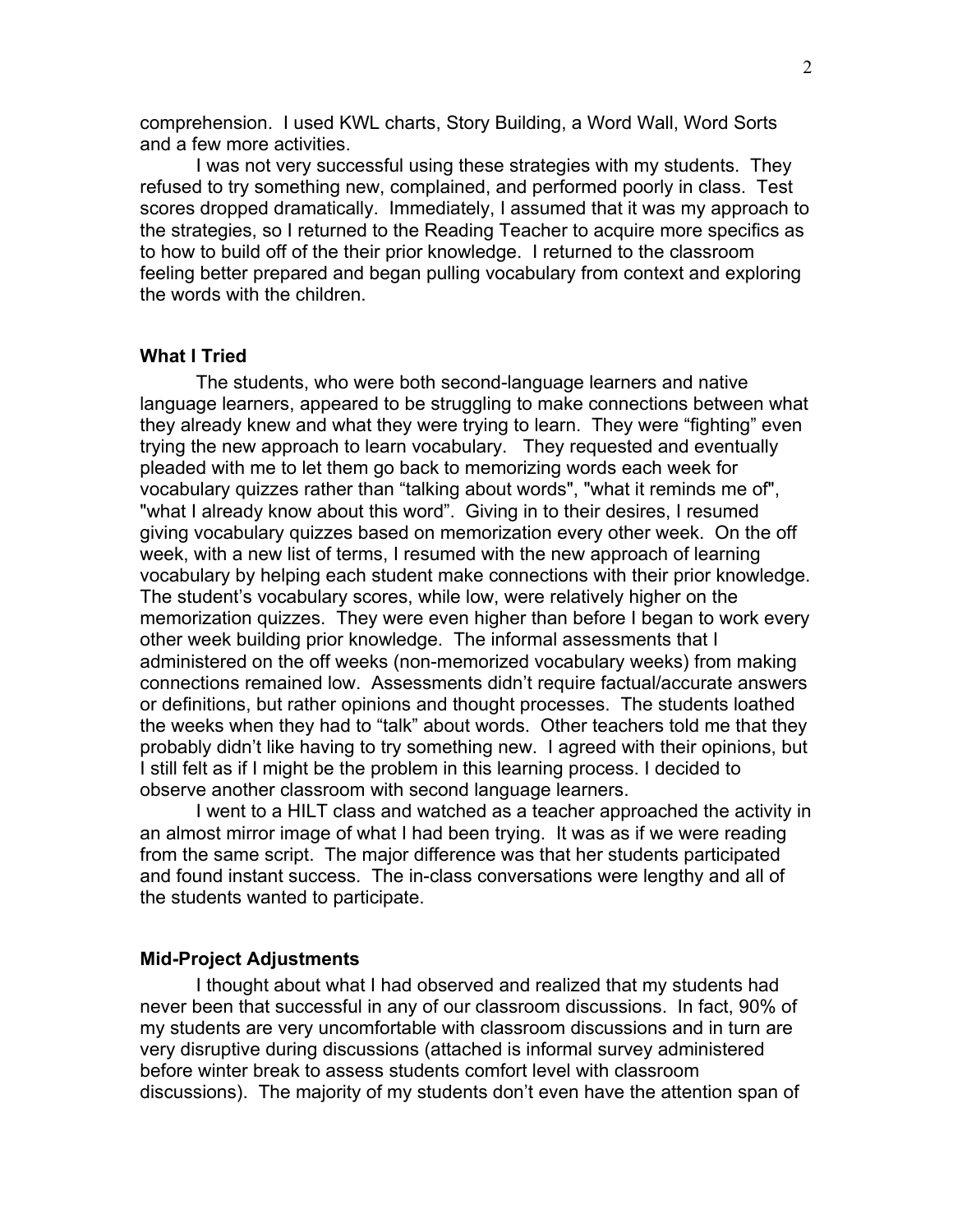comprehension. I used KWL charts, Story Building, a Word Wall, Word Sorts and a few more activities.

I was not very successful using these strategies with my students. They refused to try something new, complained, and performed poorly in class. Test scores dropped dramatically. Immediately, I assumed that it was my approach to the strategies, so I returned to the Reading Teacher to acquire more specifics as to how to build off of the their prior knowledge. I returned to the classroom feeling better prepared and began pulling vocabulary from context and exploring the words with the children.

### What I Tried

The students, who were both second-language learners and native language learners, appeared to be struggling to make connections between what they already knew and what they were trying to learn. They were "fighting" even trying the new approach to learn vocabulary. They requested and eventually pleaded with me to let them go back to memorizing words each week for vocabulary quizzes rather than "talking about words", "what it reminds me of", "what I already know about this word". Giving in to their desires, I resumed giving vocabulary quizzes based on memorization every other week. On the off week, with a new list of terms, I resumed with the new approach of learning vocabulary by helping each student make connections with their prior knowledge. The student's vocabulary scores, while low, were relatively higher on the memorization quizzes. They were even higher than before I began to work every other week building prior knowledge. The informal assessments that I administered on the off weeks (non-memorized vocabulary weeks) from making connections remained low. Assessments didn't require factual/accurate answers or definitions, but rather opinions and thought processes. The students loathed the weeks when they had to "talk" about words. Other teachers told me that they probably didn't like having to try something new. I agreed with their opinions, but I still felt as if I might be the problem in this learning process. I decided to observe another classroom with second language learners.

I went to a HILT class and watched as a teacher approached the activity in an almost mirror image of what I had been trying. It was as if we were reading from the same script. The major difference was that her students participated and found instant success. The in-class conversations were lengthy and all of the students wanted to participate.

### Mid-Project Adjustments

I thought about what I had observed and realized that my students had never been that successful in any of our classroom discussions. In fact, 90% of my students are very uncomfortable with classroom discussions and in turn are very disruptive during discussions (attached is informal survey administered before winter break to assess students comfort level with classroom discussions). The majority of my students don't even have the attention span of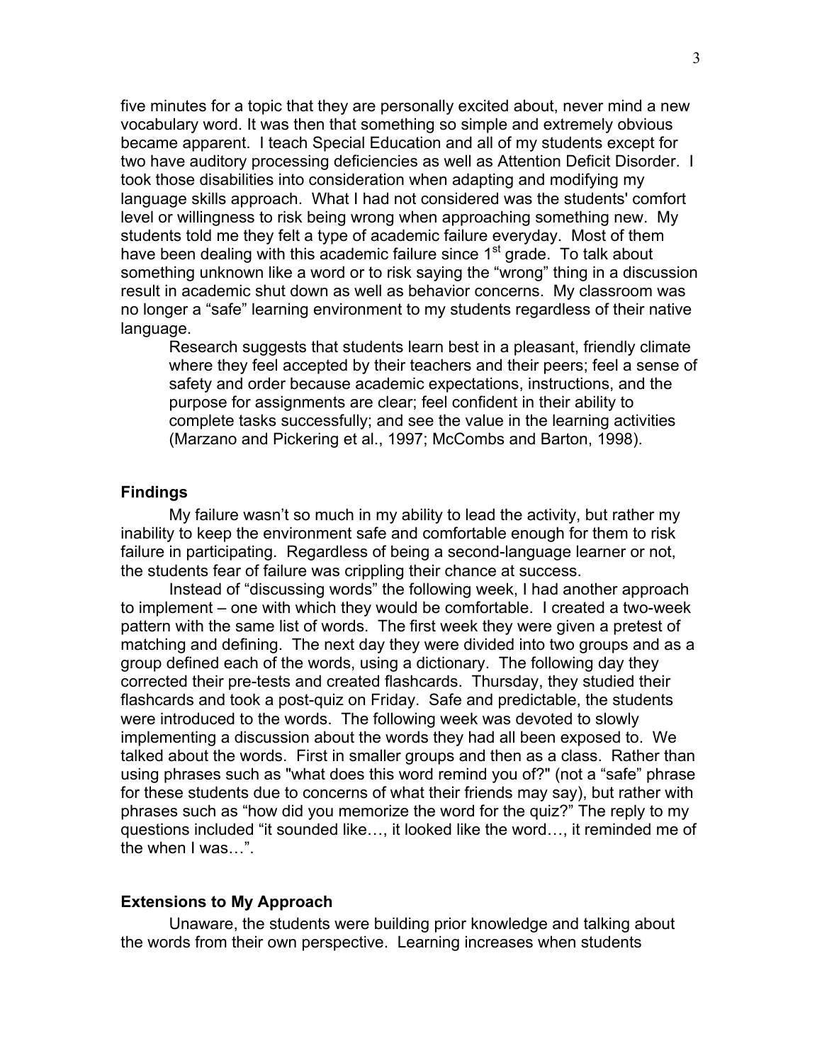five minutes for a topic that they are personally excited about, never mind a new vocabulary word. It was then that something so simple and extremely obvious became apparent. I teach Special Education and all of my students except for two have auditory processing deficiencies as well as Attention Deficit Disorder. I took those disabilities into consideration when adapting and modifying my language skills approach. What I had not considered was the students' comfort level or willingness to risk being wrong when approaching something new. My students told me they felt a type of academic failure everyday. Most of them have been dealing with this academic failure since 1st grade. To talk about something unknown like a word or to risk saying the "wrong" thing in a discussion result in academic shut down as well as behavior concerns. My classroom was no longer a "safe" learning environment to my students regardless of their native language.

> Research suggests that students learn best in a pleasant, friendly climate where they feel accepted by their teachers and their peers; feel a sense of safety and order because academic expectations, instructions, and the purpose for assignments are clear; feel confident in their ability to complete tasks successfully; and see the value in the learning activities (Marzano and Pickering et al., 1997; McCombs and Barton, 1998).

## Findings

My failure wasn't so much in my ability to lead the activity, but rather my inability to keep the environment safe and comfortable enough for them to risk failure in participating. Regardless of being a second-language learner or not, the students fear of failure was crippling their chance at success.

Instead of "discussing words" the following week, I had another approach to implement – one with which they would be comfortable. I created a two-week pattern with the same list of words. The first week they were given a pretest of matching and defining. The next day they were divided into two groups and as a group defined each of the words, using a dictionary. The following day they corrected their pre-tests and created flashcards. Thursday, they studied their flashcards and took a post-quiz on Friday. Safe and predictable, the students were introduced to the words. The following week was devoted to slowly implementing a discussion about the words they had all been exposed to. We talked about the words. First in smaller groups and then as a class. Rather than using phrases such as "what does this word remind you of?" (not a "safe" phrase for these students due to concerns of what their friends may say), but rather with phrases such as "how did you memorize the word for the quiz?" The reply to my questions included "it sounded like…, it looked like the word…, it reminded me of the when I was…".

## Extensions to My Approach

Unaware, the students were building prior knowledge and talking about the words from their own perspective. Learning increases when students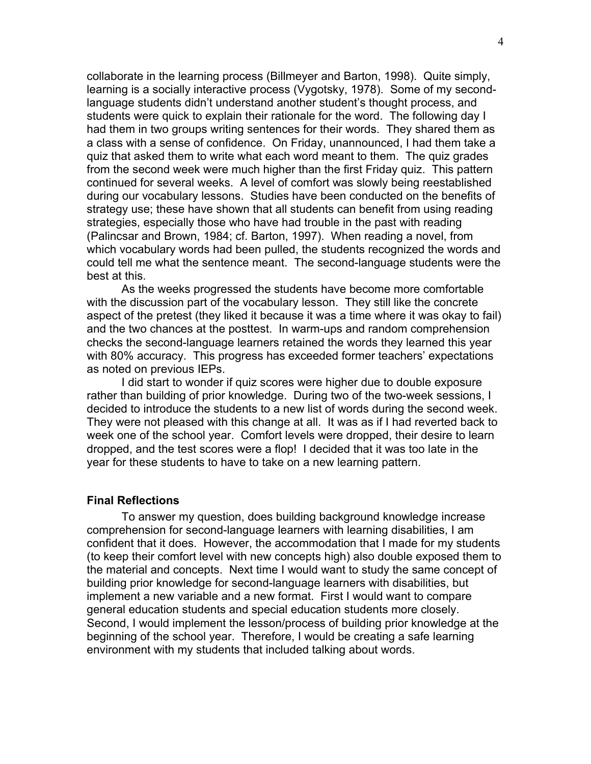collaborate in the learning process (Billmeyer and Barton, 1998). Quite simply, learning is a socially interactive process (Vygotsky, 1978). Some of my second-language students didn't understand another student's thought process, and students were quick to explain their rationale for the word. The following day I had them in two groups writing sentences for their words. They shared them as a class with a sense of confidence. On Friday, unannounced, I had them take a quiz that asked them to write what each word meant to them. The quiz grades from the second week were much higher than the first Friday quiz. This pattern continued for several weeks. A level of comfort was slowly being reestablished during our vocabulary lessons. Studies have been conducted on the benefits of strategy use; these have shown that all students can benefit from using reading strategies, especially those who have had trouble in the past with reading (Palincsar and Brown, 1984; cf. Barton, 1997). When reading a novel, from which vocabulary words had been pulled, the students recognized the words and could tell me what the sentence meant. The second-language students were the best at this.

As the weeks progressed the students have become more comfortable with the discussion part of the vocabulary lesson. They still like the concrete aspect of the pretest (they liked it because it was a time where it was okay to fail) and the two chances at the posttest. In warm-ups and random comprehension checks the second-language learners retained the words they learned this year with 80% accuracy. This progress has exceeded former teachers' expectations as noted on previous IEPs.

I did start to wonder if quiz scores were higher due to double exposure rather than building of prior knowledge. During two of the two-week sessions, I decided to introduce the students to a new list of words during the second week. They were not pleased with this change at all. It was as if I had reverted back to week one of the school year. Comfort levels were dropped, their desire to learn dropped, and the test scores were a flop! I decided that it was too late in the year for these students to have to take on a new learning pattern.

### Final Reflections

To answer my question, does building background knowledge increase comprehension for second-language learners with learning disabilities, I am confident that it does. However, the accommodation that I made for my students (to keep their comfort level with new concepts high) also double exposed them to the material and concepts. Next time I would want to study the same concept of building prior knowledge for second-language learners with disabilities, but implement a new variable and a new format. First I would want to compare general education students and special education students more closely. Second, I would implement the lesson/process of building prior knowledge at the beginning of the school year. Therefore, I would be creating a safe learning environment with my students that included talking about words.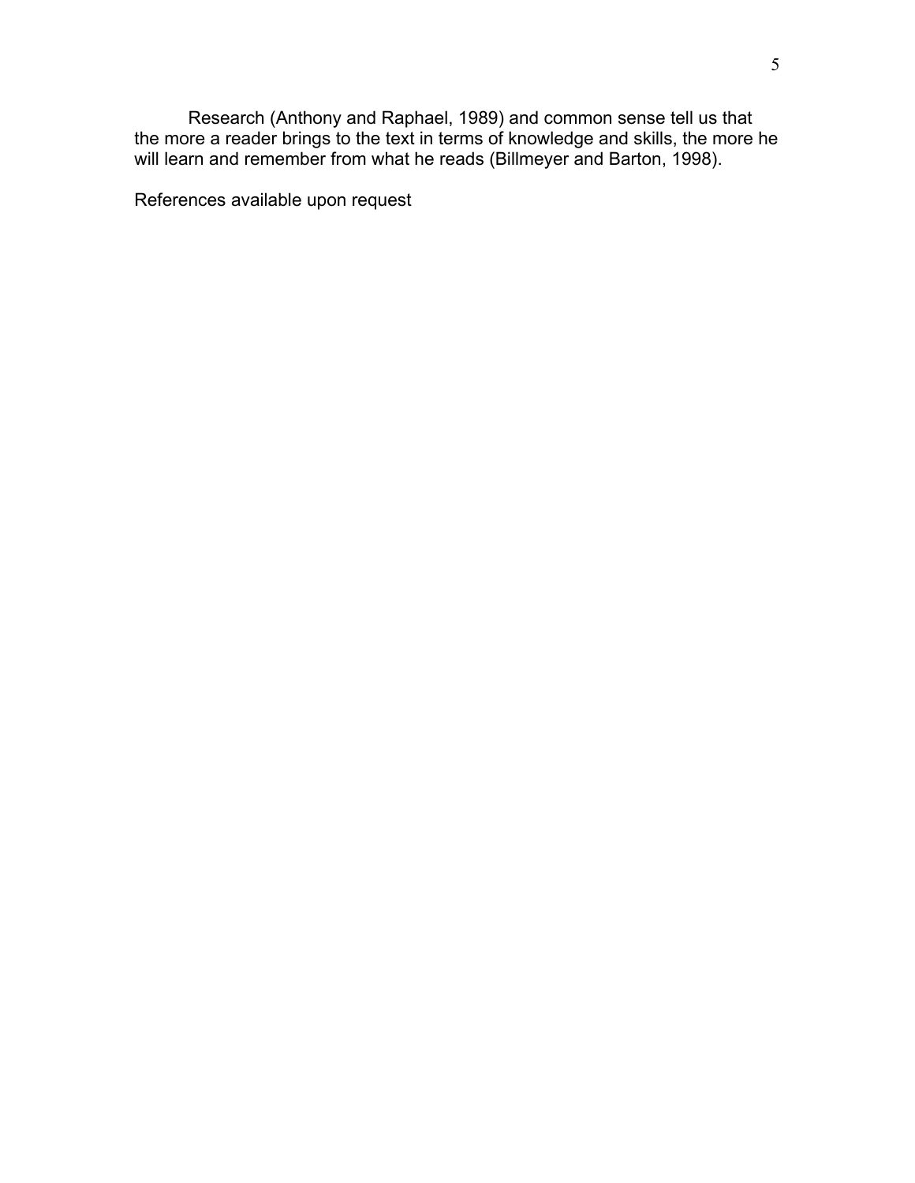Research (Anthony and Raphael, 1989) and common sense tell us that the more a reader brings to the text in terms of knowledge and skills, the more he will learn and remember from what he reads (Billmeyer and Barton, 1998).

References available upon request